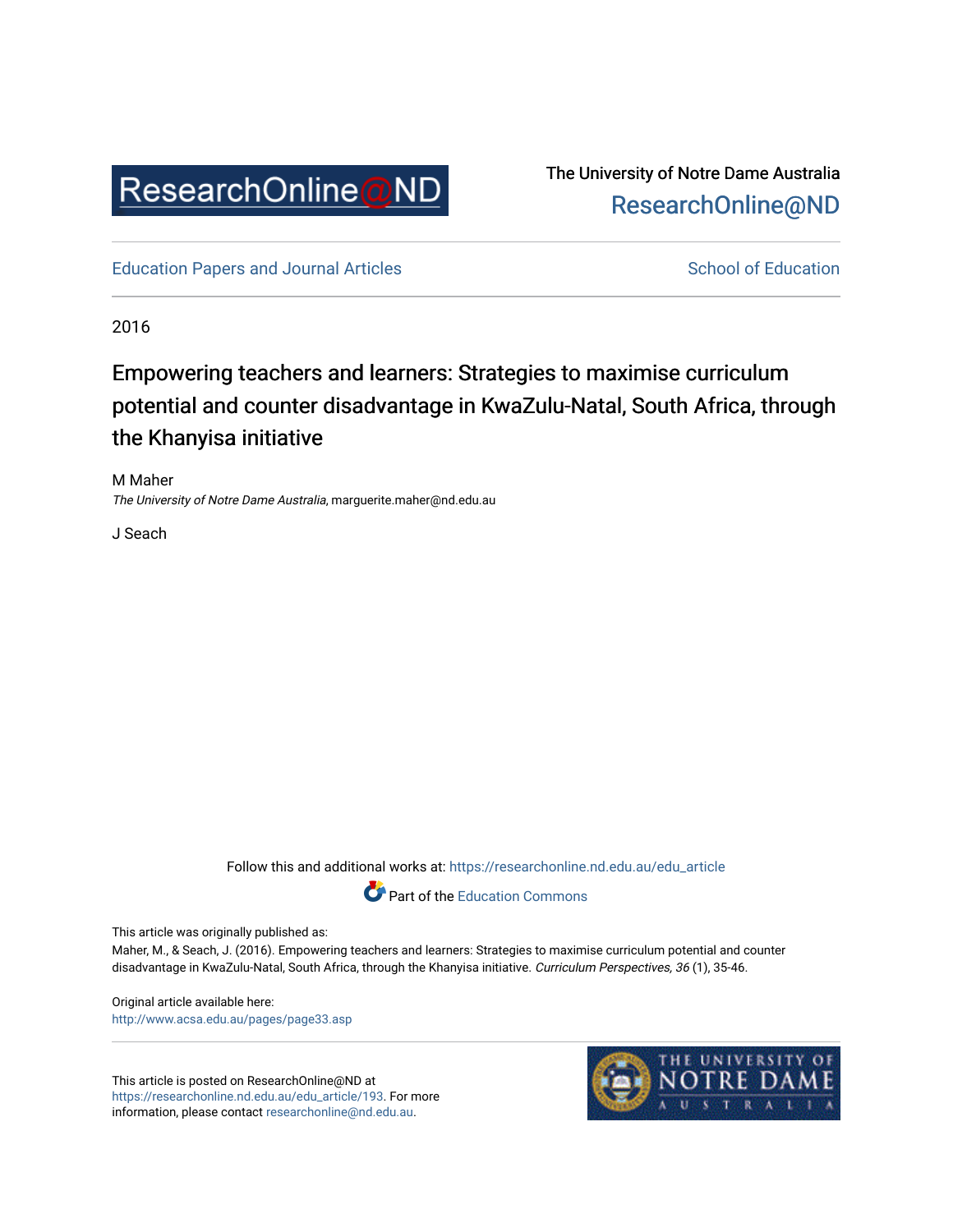ResearchOnline@ND

The University of Notre Dame Australia
ResearchOnline@ND

Education Papers and Journal Articles | School of Education

2016

# Empowering teachers and learners: Strategies to maximise curriculum potential and counter disadvantage in KwaZulu-Natal, South Africa, through the Khanyisa initiative

M Maher
*The University of Notre Dame Australia*, marguerite.maher@nd.edu.au

J Seach

Follow this and additional works at: https://researchonline.nd.edu.au/edu_article

Part of the Education Commons

This article was originally published as:
Maher, M., & Seach, J. (2016). Empowering teachers and learners: Strategies to maximise curriculum potential and counter disadvantage in KwaZulu-Natal, South Africa, through the Khanyisa initiative. *Curriculum Perspectives, 36* (1), 35-46.

Original article available here:
http://www.acsa.edu.au/pages/page33.asp

This article is posted on ResearchOnline@ND at https://researchonline.nd.edu.au/edu_article/193. For more information, please contact researchonline@nd.edu.au.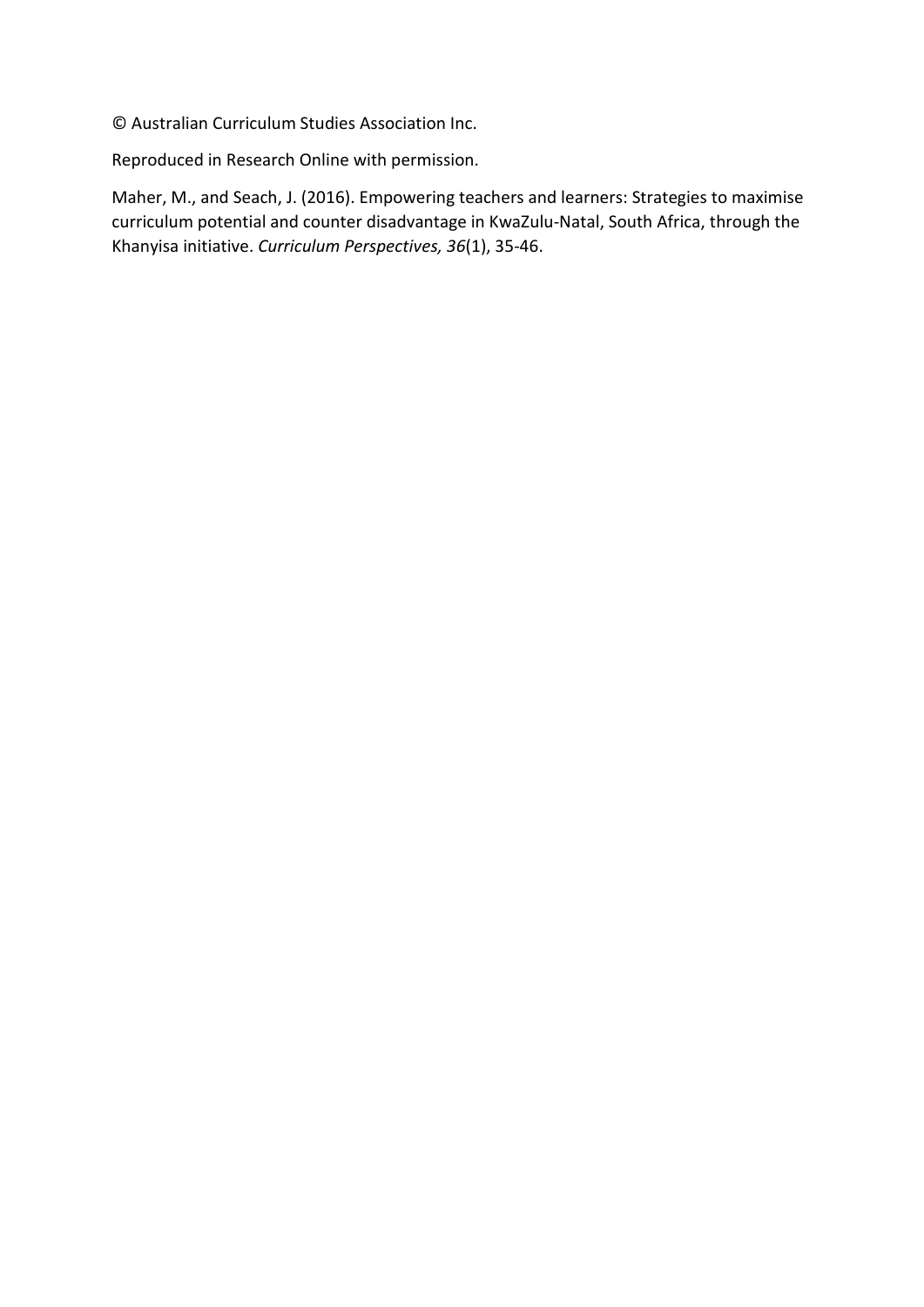© Australian Curriculum Studies Association Inc.

Reproduced in Research Online with permission.

Maher, M., and Seach, J. (2016). Empowering teachers and learners: Strategies to maximise curriculum potential and counter disadvantage in KwaZulu-Natal, South Africa, through the Khanyisa initiative. *Curriculum Perspectives, 36*(1), 35-46.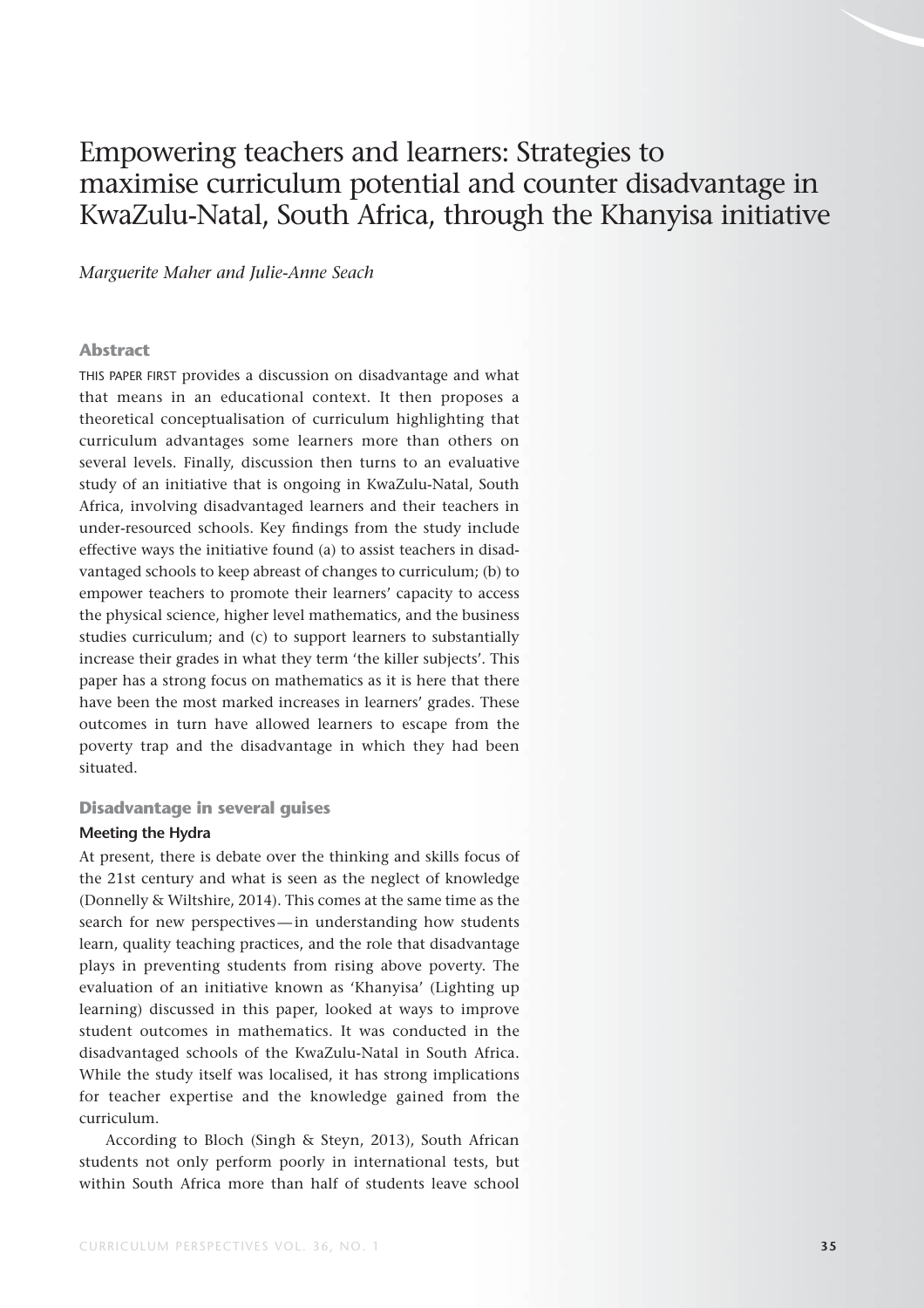// Empowering teachers and learners: Strategies to maximise curriculum potential and counter disadvantage in KwaZulu-Natal, South Africa, through the Khanyisa initiative

*Marguerite Maher and Julie-Anne Seach*

## Abstract

THIS PAPER FIRST provides a discussion on disadvantage and what that means in an educational context. It then proposes a theoretical conceptualisation of curriculum highlighting that curriculum advantages some learners more than others on several levels. Finally, discussion then turns to an evaluative study of an initiative that is ongoing in KwaZulu-Natal, South Africa, involving disadvantaged learners and their teachers in under-resourced schools. Key findings from the study include effective ways the initiative found (a) to assist teachers in disadvantaged schools to keep abreast of changes to curriculum; (b) to empower teachers to promote their learners' capacity to access the physical science, higher level mathematics, and the business studies curriculum; and (c) to support learners to substantially increase their grades in what they term 'the killer subjects'. This paper has a strong focus on mathematics as it is here that there have been the most marked increases in learners' grades. These outcomes in turn have allowed learners to escape from the poverty trap and the disadvantage in which they had been situated.

## Disadvantage in several guises

### Meeting the Hydra

At present, there is debate over the thinking and skills focus of the 21st century and what is seen as the neglect of knowledge (Donnelly & Wiltshire, 2014). This comes at the same time as the search for new perspectives—in understanding how students learn, quality teaching practices, and the role that disadvantage plays in preventing students from rising above poverty. The evaluation of an initiative known as 'Khanyisa' (Lighting up learning) discussed in this paper, looked at ways to improve student outcomes in mathematics. It was conducted in the disadvantaged schools of the KwaZulu-Natal in South Africa. While the study itself was localised, it has strong implications for teacher expertise and the knowledge gained from the curriculum.

According to Bloch (Singh & Steyn, 2013), South African students not only perform poorly in international tests, but within South Africa more than half of students leave school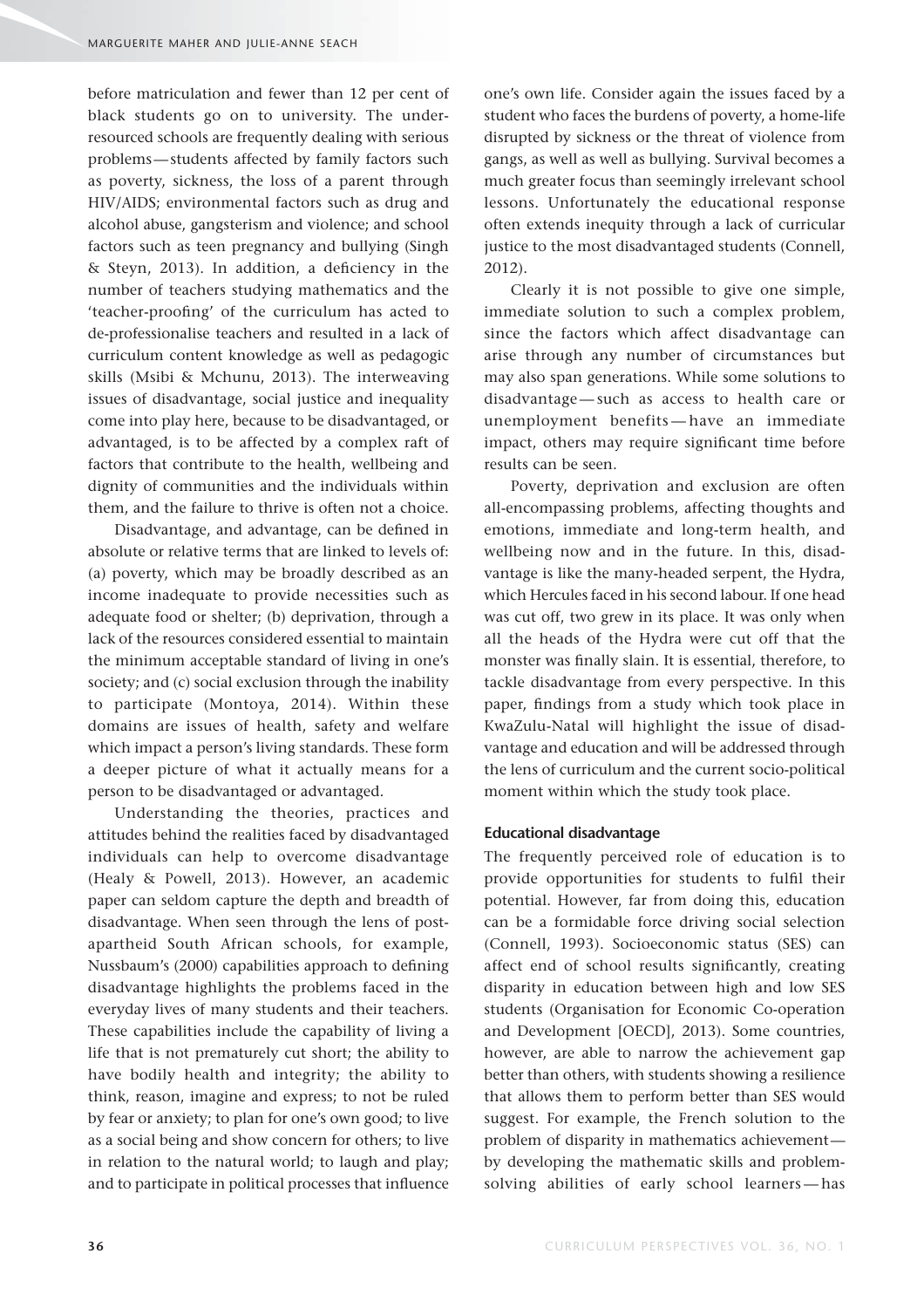before matriculation and fewer than 12 per cent of black students go on to university. The under-resourced schools are frequently dealing with serious problems — students affected by family factors such as poverty, sickness, the loss of a parent through HIV/AIDS; environmental factors such as drug and alcohol abuse, gangsterism and violence; and school factors such as teen pregnancy and bullying (Singh & Steyn, 2013). In addition, a deficiency in the number of teachers studying mathematics and the 'teacher-proofing' of the curriculum has acted to de-professionalise teachers and resulted in a lack of curriculum content knowledge as well as pedagogic skills (Msibi & Mchunu, 2013). The interweaving issues of disadvantage, social justice and inequality come into play here, because to be disadvantaged, or advantaged, is to be affected by a complex raft of factors that contribute to the health, wellbeing and dignity of communities and the individuals within them, and the failure to thrive is often not a choice.

Disadvantage, and advantage, can be defined in absolute or relative terms that are linked to levels of: (a) poverty, which may be broadly described as an income inadequate to provide necessities such as adequate food or shelter; (b) deprivation, through a lack of the resources considered essential to maintain the minimum acceptable standard of living in one's society; and (c) social exclusion through the inability to participate (Montoya, 2014). Within these domains are issues of health, safety and welfare which impact a person's living standards. These form a deeper picture of what it actually means for a person to be disadvantaged or advantaged.

Understanding the theories, practices and attitudes behind the realities faced by disadvantaged individuals can help to overcome disadvantage (Healy & Powell, 2013). However, an academic paper can seldom capture the depth and breadth of disadvantage. When seen through the lens of post-apartheid South African schools, for example, Nussbaum's (2000) capabilities approach to defining disadvantage highlights the problems faced in the everyday lives of many students and their teachers. These capabilities include the capability of living a life that is not prematurely cut short; the ability to have bodily health and integrity; the ability to think, reason, imagine and express; to not be ruled by fear or anxiety; to plan for one's own good; to live as a social being and show concern for others; to live in relation to the natural world; to laugh and play; and to participate in political processes that influence one's own life. Consider again the issues faced by a student who faces the burdens of poverty, a home-life disrupted by sickness or the threat of violence from gangs, as well as well as bullying. Survival becomes a much greater focus than seemingly irrelevant school lessons. Unfortunately the educational response often extends inequity through a lack of curricular justice to the most disadvantaged students (Connell, 2012).

Clearly it is not possible to give one simple, immediate solution to such a complex problem, since the factors which affect disadvantage can arise through any number of circumstances but may also span generations. While some solutions to disadvantage — such as access to health care or unemployment benefits — have an immediate impact, others may require significant time before results can be seen.

Poverty, deprivation and exclusion are often all-encompassing problems, affecting thoughts and emotions, immediate and long-term health, and wellbeing now and in the future. In this, disadvantage is like the many-headed serpent, the Hydra, which Hercules faced in his second labour. If one head was cut off, two grew in its place. It was only when all the heads of the Hydra were cut off that the monster was finally slain. It is essential, therefore, to tackle disadvantage from every perspective. In this paper, findings from a study which took place in KwaZulu-Natal will highlight the issue of disadvantage and education and will be addressed through the lens of curriculum and the current socio-political moment within which the study took place.

#### Educational disadvantage

The frequently perceived role of education is to provide opportunities for students to fulfil their potential. However, far from doing this, education can be a formidable force driving social selection (Connell, 1993). Socioeconomic status (SES) can affect end of school results significantly, creating disparity in education between high and low SES students (Organisation for Economic Co-operation and Development [OECD], 2013). Some countries, however, are able to narrow the achievement gap better than others, with students showing a resilience that allows them to perform better than SES would suggest. For example, the French solution to the problem of disparity in mathematics achievement — by developing the mathematic skills and problem-solving abilities of early school learners — has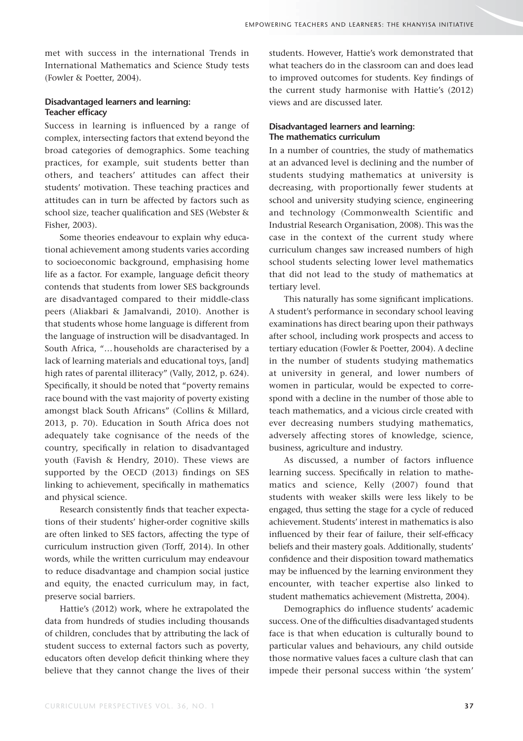met with success in the international Trends in International Mathematics and Science Study tests (Fowler & Poetter, 2004).

### Disadvantaged learners and learning: Teacher efficacy

Success in learning is influenced by a range of complex, intersecting factors that extend beyond the broad categories of demographics. Some teaching practices, for example, suit students better than others, and teachers' attitudes can affect their students' motivation. These teaching practices and attitudes can in turn be affected by factors such as school size, teacher qualification and SES (Webster & Fisher, 2003).

Some theories endeavour to explain why educational achievement among students varies according to socioeconomic background, emphasising home life as a factor. For example, language deficit theory contends that students from lower SES backgrounds are disadvantaged compared to their middle-class peers (Aliakbari & Jamalvandi, 2010). Another is that students whose home language is different from the language of instruction will be disadvantaged. In South Africa, "… households are characterised by a lack of learning materials and educational toys, [and] high rates of parental illiteracy" (Vally, 2012, p. 624). Specifically, it should be noted that "poverty remains race bound with the vast majority of poverty existing amongst black South Africans" (Collins & Millard, 2013, p. 70). Education in South Africa does not adequately take cognisance of the needs of the country, specifically in relation to disadvantaged youth (Favish & Hendry, 2010). These views are supported by the OECD (2013) findings on SES linking to achievement, specifically in mathematics and physical science.

Research consistently finds that teacher expectations of their students' higher-order cognitive skills are often linked to SES factors, affecting the type of curriculum instruction given (Torff, 2014). In other words, while the written curriculum may endeavour to reduce disadvantage and champion social justice and equity, the enacted curriculum may, in fact, preserve social barriers.

Hattie's (2012) work, where he extrapolated the data from hundreds of studies including thousands of children, concludes that by attributing the lack of student success to external factors such as poverty, educators often develop deficit thinking where they believe that they cannot change the lives of their students. However, Hattie's work demonstrated that what teachers do in the classroom can and does lead to improved outcomes for students. Key findings of the current study harmonise with Hattie's (2012) views and are discussed later.

### Disadvantaged learners and learning: The mathematics curriculum

In a number of countries, the study of mathematics at an advanced level is declining and the number of students studying mathematics at university is decreasing, with proportionally fewer students at school and university studying science, engineering and technology (Commonwealth Scientific and Industrial Research Organisation, 2008). This was the case in the context of the current study where curriculum changes saw increased numbers of high school students selecting lower level mathematics that did not lead to the study of mathematics at tertiary level.

This naturally has some significant implications. A student's performance in secondary school leaving examinations has direct bearing upon their pathways after school, including work prospects and access to tertiary education (Fowler & Poetter, 2004). A decline in the number of students studying mathematics at university in general, and lower numbers of women in particular, would be expected to correspond with a decline in the number of those able to teach mathematics, and a vicious circle created with ever decreasing numbers studying mathematics, adversely affecting stores of knowledge, science, business, agriculture and industry.

As discussed, a number of factors influence learning success. Specifically in relation to mathematics and science, Kelly (2007) found that students with weaker skills were less likely to be engaged, thus setting the stage for a cycle of reduced achievement. Students' interest in mathematics is also influenced by their fear of failure, their self-efficacy beliefs and their mastery goals. Additionally, students' confidence and their disposition toward mathematics may be influenced by the learning environment they encounter, with teacher expertise also linked to student mathematics achievement (Mistretta, 2004).

Demographics do influence students' academic success. One of the difficulties disadvantaged students face is that when education is culturally bound to particular values and behaviours, any child outside those normative values faces a culture clash that can impede their personal success within 'the system'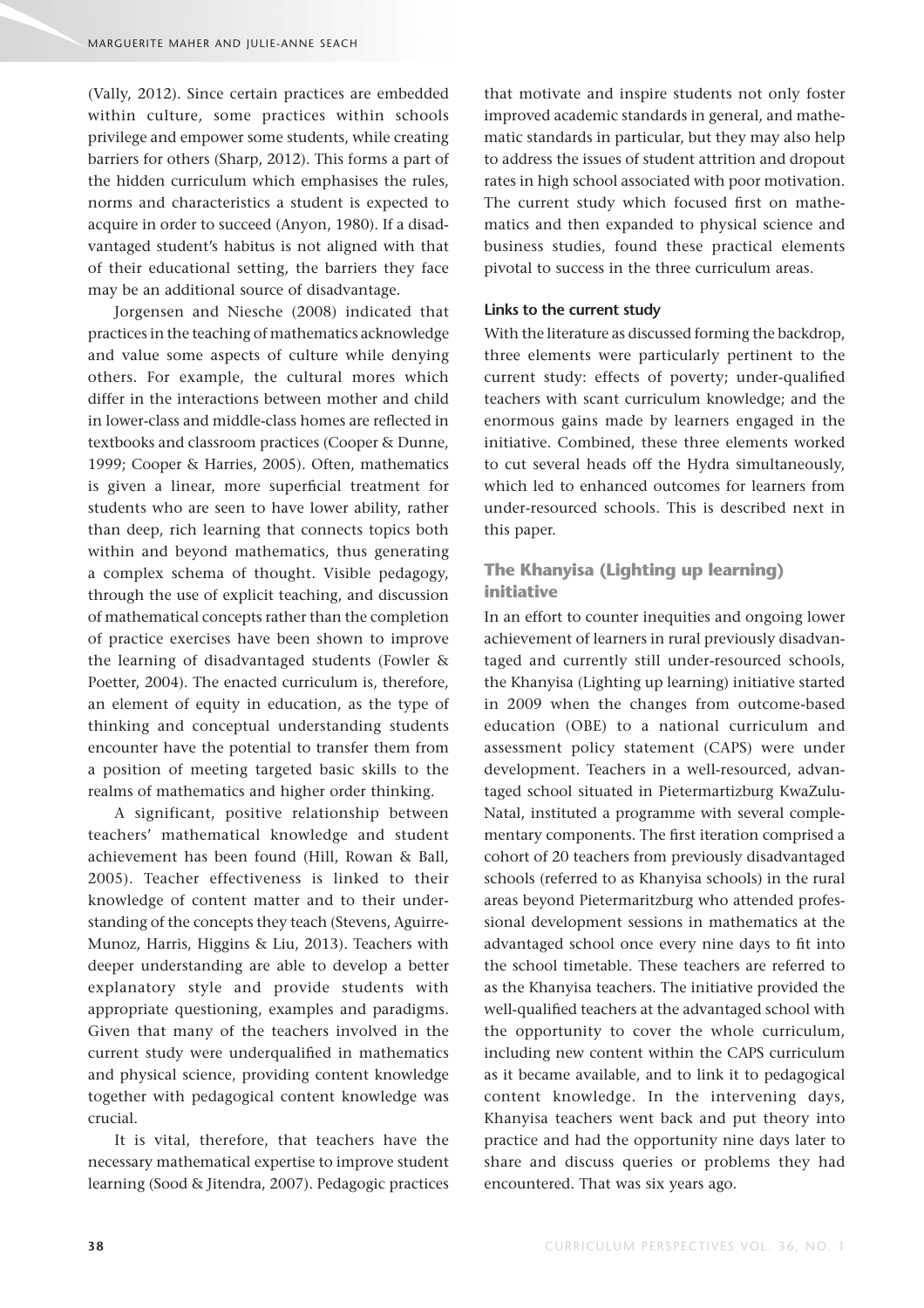(Vally, 2012). Since certain practices are embedded within culture, some practices within schools privilege and empower some students, while creating barriers for others (Sharp, 2012). This forms a part of the hidden curriculum which emphasises the rules, norms and characteristics a student is expected to acquire in order to succeed (Anyon, 1980). If a disadvantaged student's habitus is not aligned with that of their educational setting, the barriers they face may be an additional source of disadvantage.

Jorgensen and Niesche (2008) indicated that practices in the teaching of mathematics acknowledge and value some aspects of culture while denying others. For example, the cultural mores which differ in the interactions between mother and child in lower-class and middle-class homes are reflected in textbooks and classroom practices (Cooper & Dunne, 1999; Cooper & Harries, 2005). Often, mathematics is given a linear, more superficial treatment for students who are seen to have lower ability, rather than deep, rich learning that connects topics both within and beyond mathematics, thus generating a complex schema of thought. Visible pedagogy, through the use of explicit teaching, and discussion of mathematical concepts rather than the completion of practice exercises have been shown to improve the learning of disadvantaged students (Fowler & Poetter, 2004). The enacted curriculum is, therefore, an element of equity in education, as the type of thinking and conceptual understanding students encounter have the potential to transfer them from a position of meeting targeted basic skills to the realms of mathematics and higher order thinking.

A significant, positive relationship between teachers' mathematical knowledge and student achievement has been found (Hill, Rowan & Ball, 2005). Teacher effectiveness is linked to their knowledge of content matter and to their understanding of the concepts they teach (Stevens, Aguirre-Munoz, Harris, Higgins & Liu, 2013). Teachers with deeper understanding are able to develop a better explanatory style and provide students with appropriate questioning, examples and paradigms. Given that many of the teachers involved in the current study were underqualified in mathematics and physical science, providing content knowledge together with pedagogical content knowledge was crucial.

It is vital, therefore, that teachers have the necessary mathematical expertise to improve student learning (Sood & Jitendra, 2007). Pedagogic practices that motivate and inspire students not only foster improved academic standards in general, and mathematic standards in particular, but they may also help to address the issues of student attrition and dropout rates in high school associated with poor motivation. The current study which focused first on mathematics and then expanded to physical science and business studies, found these practical elements pivotal to success in the three curriculum areas.

#### Links to the current study

With the literature as discussed forming the backdrop, three elements were particularly pertinent to the current study: effects of poverty; under-qualified teachers with scant curriculum knowledge; and the enormous gains made by learners engaged in the initiative. Combined, these three elements worked to cut several heads off the Hydra simultaneously, which led to enhanced outcomes for learners from under-resourced schools. This is described next in this paper.

## The Khanyisa (Lighting up learning) initiative

In an effort to counter inequities and ongoing lower achievement of learners in rural previously disadvantaged and currently still under-resourced schools, the Khanyisa (Lighting up learning) initiative started in 2009 when the changes from outcome-based education (OBE) to a national curriculum and assessment policy statement (CAPS) were under development. Teachers in a well-resourced, advantaged school situated in Pietermartizburg KwaZulu-Natal, instituted a programme with several complementary components. The first iteration comprised a cohort of 20 teachers from previously disadvantaged schools (referred to as Khanyisa schools) in the rural areas beyond Pietermaritzburg who attended professional development sessions in mathematics at the advantaged school once every nine days to fit into the school timetable. These teachers are referred to as the Khanyisa teachers. The initiative provided the well-qualified teachers at the advantaged school with the opportunity to cover the whole curriculum, including new content within the CAPS curriculum as it became available, and to link it to pedagogical content knowledge. In the intervening days, Khanyisa teachers went back and put theory into practice and had the opportunity nine days later to share and discuss queries or problems they had encountered. That was six years ago.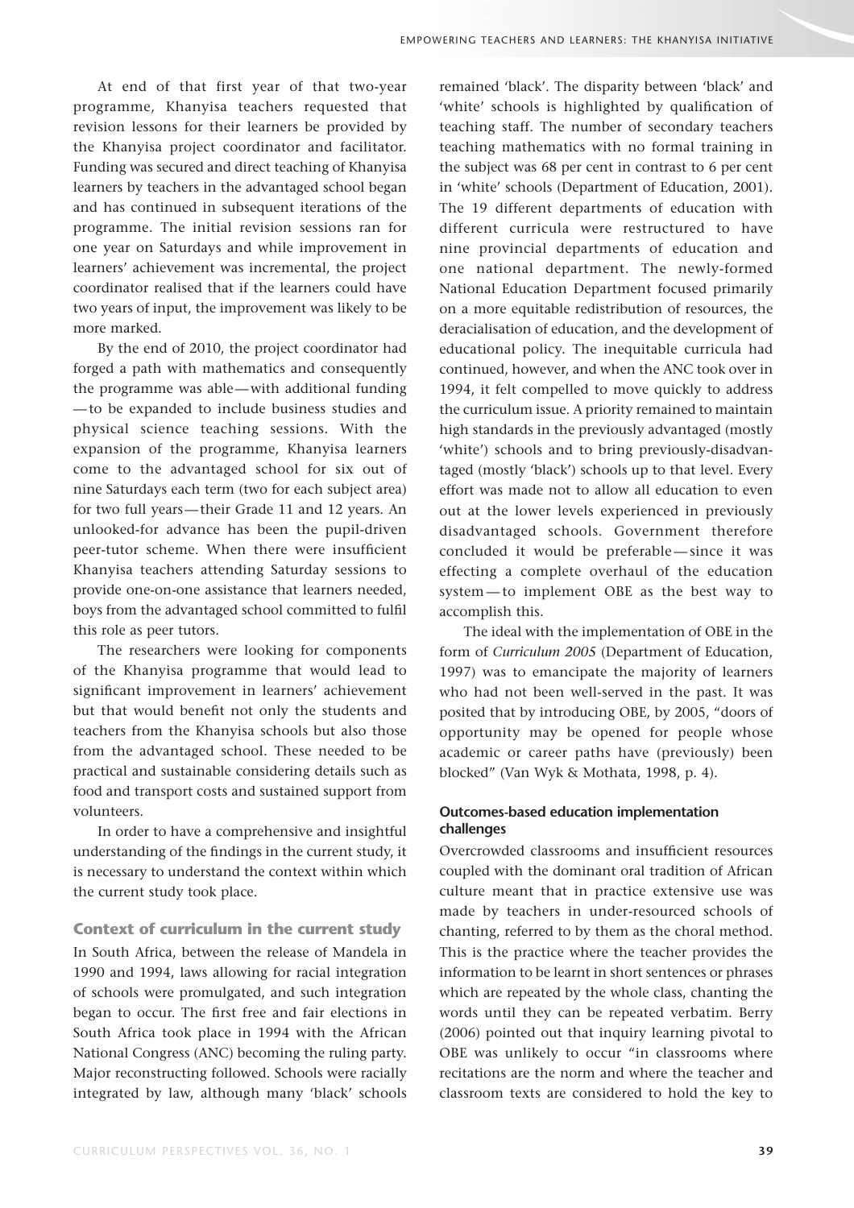At end of that first year of that two-year programme, Khanyisa teachers requested that revision lessons for their learners be provided by the Khanyisa project coordinator and facilitator. Funding was secured and direct teaching of Khanyisa learners by teachers in the advantaged school began and has continued in subsequent iterations of the programme. The initial revision sessions ran for one year on Saturdays and while improvement in learners' achievement was incremental, the project coordinator realised that if the learners could have two years of input, the improvement was likely to be more marked.

By the end of 2010, the project coordinator had forged a path with mathematics and consequently the programme was able — with additional funding — to be expanded to include business studies and physical science teaching sessions. With the expansion of the programme, Khanyisa learners come to the advantaged school for six out of nine Saturdays each term (two for each subject area) for two full years — their Grade 11 and 12 years. An unlooked-for advance has been the pupil-driven peer-tutor scheme. When there were insufficient Khanyisa teachers attending Saturday sessions to provide one-on-one assistance that learners needed, boys from the advantaged school committed to fulfil this role as peer tutors.

The researchers were looking for components of the Khanyisa programme that would lead to significant improvement in learners' achievement but that would benefit not only the students and teachers from the Khanyisa schools but also those from the advantaged school. These needed to be practical and sustainable considering details such as food and transport costs and sustained support from volunteers.

In order to have a comprehensive and insightful understanding of the findings in the current study, it is necessary to understand the context within which the current study took place.

## Context of curriculum in the current study

In South Africa, between the release of Mandela in 1990 and 1994, laws allowing for racial integration of schools were promulgated, and such integration began to occur. The first free and fair elections in South Africa took place in 1994 with the African National Congress (ANC) becoming the ruling party. Major reconstructing followed. Schools were racially integrated by law, although many 'black' schools remained 'black'. The disparity between 'black' and 'white' schools is highlighted by qualification of teaching staff. The number of secondary teachers teaching mathematics with no formal training in the subject was 68 per cent in contrast to 6 per cent in 'white' schools (Department of Education, 2001). The 19 different departments of education with different curricula were restructured to have nine provincial departments of education and one national department. The newly-formed National Education Department focused primarily on a more equitable redistribution of resources, the deracialisation of education, and the development of educational policy. The inequitable curricula had continued, however, and when the ANC took over in 1994, it felt compelled to move quickly to address the curriculum issue. A priority remained to maintain high standards in the previously advantaged (mostly 'white') schools and to bring previously-disadvantaged (mostly 'black') schools up to that level. Every effort was made not to allow all education to even out at the lower levels experienced in previously disadvantaged schools. Government therefore concluded it would be preferable — since it was effecting a complete overhaul of the education system — to implement OBE as the best way to accomplish this.

The ideal with the implementation of OBE in the form of *Curriculum 2005* (Department of Education, 1997) was to emancipate the majority of learners who had not been well-served in the past. It was posited that by introducing OBE, by 2005, "doors of opportunity may be opened for people whose academic or career paths have (previously) been blocked" (Van Wyk & Mothata, 1998, p. 4).

### Outcomes-based education implementation challenges

Overcrowded classrooms and insufficient resources coupled with the dominant oral tradition of African culture meant that in practice extensive use was made by teachers in under-resourced schools of chanting, referred to by them as the choral method. This is the practice where the teacher provides the information to be learnt in short sentences or phrases which are repeated by the whole class, chanting the words until they can be repeated verbatim. Berry (2006) pointed out that inquiry learning pivotal to OBE was unlikely to occur "in classrooms where recitations are the norm and where the teacher and classroom texts are considered to hold the key to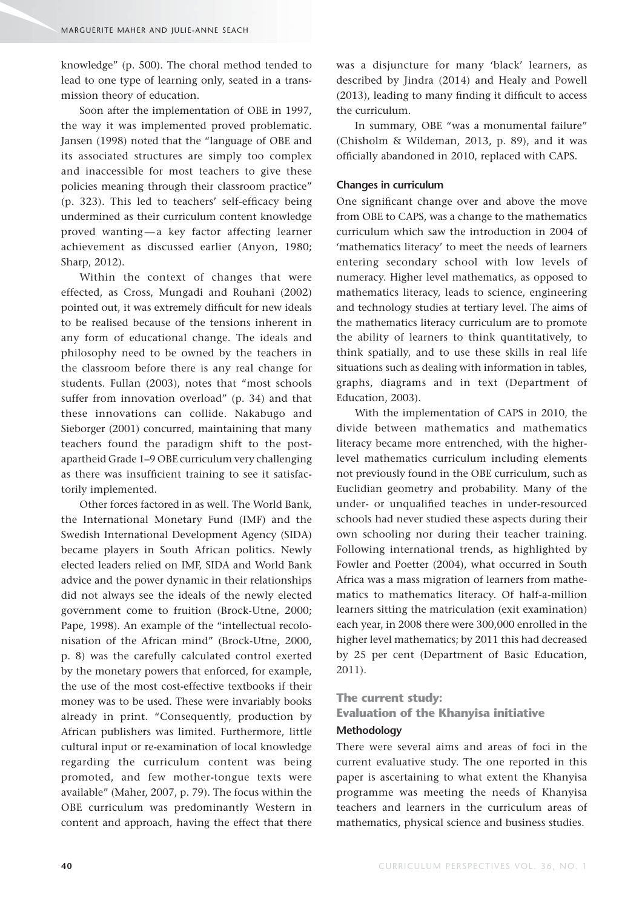knowledge" (p. 500). The choral method tended to lead to one type of learning only, seated in a transmission theory of education.

Soon after the implementation of OBE in 1997, the way it was implemented proved problematic. Jansen (1998) noted that the "language of OBE and its associated structures are simply too complex and inaccessible for most teachers to give these policies meaning through their classroom practice" (p. 323). This led to teachers' self-efficacy being undermined as their curriculum content knowledge proved wanting — a key factor affecting learner achievement as discussed earlier (Anyon, 1980; Sharp, 2012).

Within the context of changes that were effected, as Cross, Mungadi and Rouhani (2002) pointed out, it was extremely difficult for new ideals to be realised because of the tensions inherent in any form of educational change. The ideals and philosophy need to be owned by the teachers in the classroom before there is any real change for students. Fullan (2003), notes that "most schools suffer from innovation overload" (p. 34) and that these innovations can collide. Nakabugo and Sieborger (2001) concurred, maintaining that many teachers found the paradigm shift to the post-apartheid Grade 1–9 OBE curriculum very challenging as there was insufficient training to see it satisfactorily implemented.

Other forces factored in as well. The World Bank, the International Monetary Fund (IMF) and the Swedish International Development Agency (SIDA) became players in South African politics. Newly elected leaders relied on IMF, SIDA and World Bank advice and the power dynamic in their relationships did not always see the ideals of the newly elected government come to fruition (Brock-Utne, 2000; Pape, 1998). An example of the "intellectual recolonisation of the African mind" (Brock-Utne, 2000, p. 8) was the carefully calculated control exerted by the monetary powers that enforced, for example, the use of the most cost-effective textbooks if their money was to be used. These were invariably books already in print. "Consequently, production by African publishers was limited. Furthermore, little cultural input or re-examination of local knowledge regarding the curriculum content was being promoted, and few mother-tongue texts were available" (Maher, 2007, p. 79). The focus within the OBE curriculum was predominantly Western in content and approach, having the effect that there was a disjuncture for many 'black' learners, as described by Jindra (2014) and Healy and Powell (2013), leading to many finding it difficult to access the curriculum.

In summary, OBE "was a monumental failure" (Chisholm & Wildeman, 2013, p. 89), and it was officially abandoned in 2010, replaced with CAPS.

### Changes in curriculum

One significant change over and above the move from OBE to CAPS, was a change to the mathematics curriculum which saw the introduction in 2004 of 'mathematics literacy' to meet the needs of learners entering secondary school with low levels of numeracy. Higher level mathematics, as opposed to mathematics literacy, leads to science, engineering and technology studies at tertiary level. The aims of the mathematics literacy curriculum are to promote the ability of learners to think quantitatively, to think spatially, and to use these skills in real life situations such as dealing with information in tables, graphs, diagrams and in text (Department of Education, 2003).

With the implementation of CAPS in 2010, the divide between mathematics and mathematics literacy became more entrenched, with the higher-level mathematics curriculum including elements not previously found in the OBE curriculum, such as Euclidian geometry and probability. Many of the under- or unqualified teaches in under-resourced schools had never studied these aspects during their own schooling nor during their teacher training. Following international trends, as highlighted by Fowler and Poetter (2004), what occurred in South Africa was a mass migration of learners from mathematics to mathematics literacy. Of half-a-million learners sitting the matriculation (exit examination) each year, in 2008 there were 300,000 enrolled in the higher level mathematics; by 2011 this had decreased by 25 per cent (Department of Basic Education, 2011).

## The current study: Evaluation of the Khanyisa initiative

### Methodology

There were several aims and areas of foci in the current evaluative study. The one reported in this paper is ascertaining to what extent the Khanyisa programme was meeting the needs of Khanyisa teachers and learners in the curriculum areas of mathematics, physical science and business studies.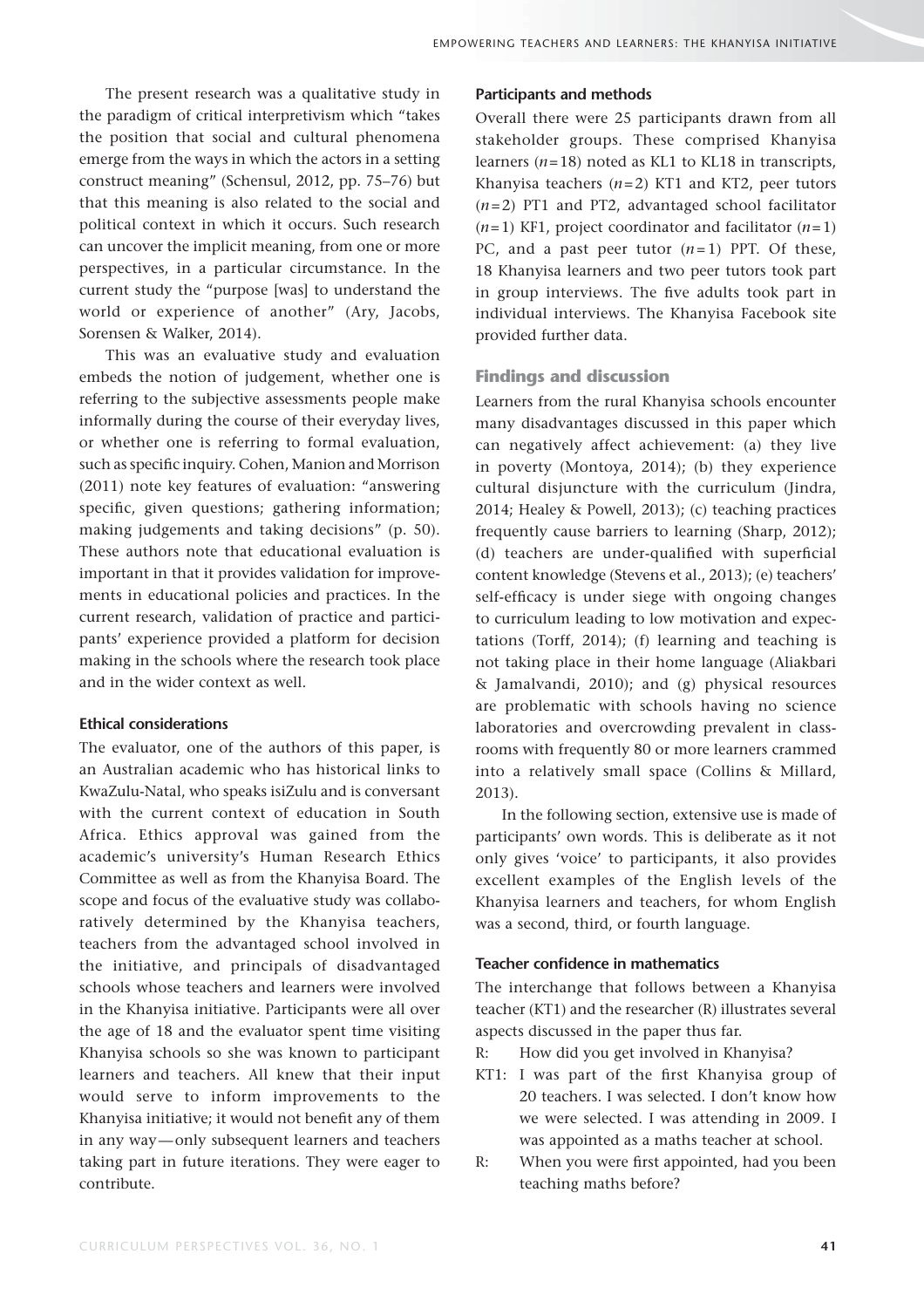The present research was a qualitative study in the paradigm of critical interpretivism which "takes the position that social and cultural phenomena emerge from the ways in which the actors in a setting construct meaning" (Schensul, 2012, pp. 75–76) but that this meaning is also related to the social and political context in which it occurs. Such research can uncover the implicit meaning, from one or more perspectives, in a particular circumstance. In the current study the "purpose [was] to understand the world or experience of another" (Ary, Jacobs, Sorensen & Walker, 2014).

This was an evaluative study and evaluation embeds the notion of judgement, whether one is referring to the subjective assessments people make informally during the course of their everyday lives, or whether one is referring to formal evaluation, such as specific inquiry. Cohen, Manion and Morrison (2011) note key features of evaluation: "answering specific, given questions; gathering information; making judgements and taking decisions" (p. 50). These authors note that educational evaluation is important in that it provides validation for improvements in educational policies and practices. In the current research, validation of practice and participants' experience provided a platform for decision making in the schools where the research took place and in the wider context as well.

### Ethical considerations

The evaluator, one of the authors of this paper, is an Australian academic who has historical links to KwaZulu-Natal, who speaks isiZulu and is conversant with the current context of education in South Africa. Ethics approval was gained from the academic's university's Human Research Ethics Committee as well as from the Khanyisa Board. The scope and focus of the evaluative study was collaboratively determined by the Khanyisa teachers, teachers from the advantaged school involved in the initiative, and principals of disadvantaged schools whose teachers and learners were involved in the Khanyisa initiative. Participants were all over the age of 18 and the evaluator spent time visiting Khanyisa schools so she was known to participant learners and teachers. All knew that their input would serve to inform improvements to the Khanyisa initiative; it would not benefit any of them in any way—only subsequent learners and teachers taking part in future iterations. They were eager to contribute.

### Participants and methods

Overall there were 25 participants drawn from all stakeholder groups. These comprised Khanyisa learners ($n=18$) noted as KL1 to KL18 in transcripts, Khanyisa teachers ($n=2$) KT1 and KT2, peer tutors ($n=2$) PT1 and PT2, advantaged school facilitator ($n=1$) KF1, project coordinator and facilitator ($n=1$) PC, and a past peer tutor ($n=1$) PPT. Of these, 18 Khanyisa learners and two peer tutors took part in group interviews. The five adults took part in individual interviews. The Khanyisa Facebook site provided further data.

## Findings and discussion

Learners from the rural Khanyisa schools encounter many disadvantages discussed in this paper which can negatively affect achievement: (a) they live in poverty (Montoya, 2014); (b) they experience cultural disjuncture with the curriculum (Jindra, 2014; Healey & Powell, 2013); (c) teaching practices frequently cause barriers to learning (Sharp, 2012); (d) teachers are under-qualified with superficial content knowledge (Stevens et al., 2013); (e) teachers' self-efficacy is under siege with ongoing changes to curriculum leading to low motivation and expectations (Torff, 2014); (f) learning and teaching is not taking place in their home language (Aliakbari & Jamalvandi, 2010); and (g) physical resources are problematic with schools having no science laboratories and overcrowding prevalent in classrooms with frequently 80 or more learners crammed into a relatively small space (Collins & Millard, 2013).

In the following section, extensive use is made of participants' own words. This is deliberate as it not only gives 'voice' to participants, it also provides excellent examples of the English levels of the Khanyisa learners and teachers, for whom English was a second, third, or fourth language.

### Teacher confidence in mathematics

The interchange that follows between a Khanyisa teacher (KT1) and the researcher (R) illustrates several aspects discussed in the paper thus far.

R: How did you get involved in Khanyisa?

KT1: I was part of the first Khanyisa group of 20 teachers. I was selected. I don't know how we were selected. I was attending in 2009. I was appointed as a maths teacher at school.

R: When you were first appointed, had you been teaching maths before?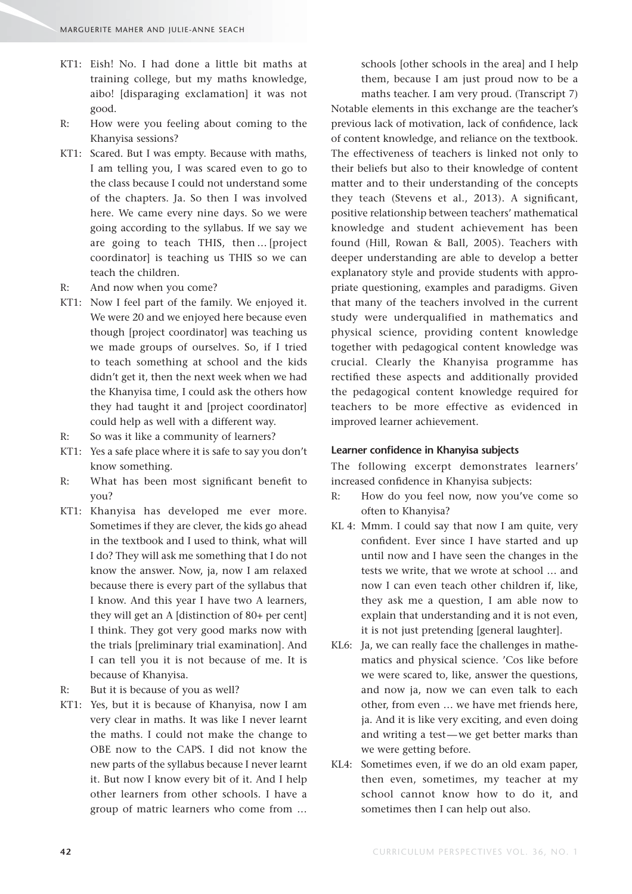KT1: Eish! No. I had done a little bit maths at training college, but my maths knowledge, aibo! [disparaging exclamation] it was not good.

R: How were you feeling about coming to the Khanyisa sessions?

KT1: Scared. But I was empty. Because with maths, I am telling you, I was scared even to go to the class because I could not understand some of the chapters. Ja. So then I was involved here. We came every nine days. So we were going according to the syllabus. If we say we are going to teach THIS, then ... [project coordinator] is teaching us THIS so we can teach the children.

R: And now when you come?

KT1: Now I feel part of the family. We enjoyed it. We were 20 and we enjoyed here because even though [project coordinator] was teaching us we made groups of ourselves. So, if I tried to teach something at school and the kids didn't get it, then the next week when we had the Khanyisa time, I could ask the others how they had taught it and [project coordinator] could help as well with a different way.

R: So was it like a community of learners?

KT1: Yes a safe place where it is safe to say you don't know something.

R: What has been most significant benefit to you?

KT1: Khanyisa has developed me ever more. Sometimes if they are clever, the kids go ahead in the textbook and I used to think, what will I do? They will ask me something that I do not know the answer. Now, ja, now I am relaxed because there is every part of the syllabus that I know. And this year I have two A learners, they will get an A [distinction of 80+ per cent] I think. They got very good marks now with the trials [preliminary trial examination]. And I can tell you it is not because of me. It is because of Khanyisa.

R: But it is because of you as well?

KT1: Yes, but it is because of Khanyisa, now I am very clear in maths. It was like I never learnt the maths. I could not make the change to OBE now to the CAPS. I did not know the new parts of the syllabus because I never learnt it. But now I know every bit of it. And I help other learners from other schools. I have a group of matric learners who come from ... schools [other schools in the area] and I help them, because I am just proud now to be a maths teacher. I am very proud. (Transcript 7)

Notable elements in this exchange are the teacher's previous lack of motivation, lack of confidence, lack of content knowledge, and reliance on the textbook. The effectiveness of teachers is linked not only to their beliefs but also to their knowledge of content matter and to their understanding of the concepts they teach (Stevens et al., 2013). A significant, positive relationship between teachers' mathematical knowledge and student achievement has been found (Hill, Rowan & Ball, 2005). Teachers with deeper understanding are able to develop a better explanatory style and provide students with appropriate questioning, examples and paradigms. Given that many of the teachers involved in the current study were underqualified in mathematics and physical science, providing content knowledge together with pedagogical content knowledge was crucial. Clearly the Khanyisa programme has rectified these aspects and additionally provided the pedagogical content knowledge required for teachers to be more effective as evidenced in improved learner achievement.

### Learner confidence in Khanyisa subjects

The following excerpt demonstrates learners' increased confidence in Khanyisa subjects:

R: How do you feel now, now you've come so often to Khanyisa?

KL 4: Mmm. I could say that now I am quite, very confident. Ever since I have started and up until now and I have seen the changes in the tests we write, that we wrote at school ... and now I can even teach other children if, like, they ask me a question, I am able now to explain that understanding and it is not even, it is not just pretending [general laughter].

KL6: Ja, we can really face the challenges in mathematics and physical science. 'Cos like before we were scared to, like, answer the questions, and now ja, now we can even talk to each other, from even ... we have met friends here, ja. And it is like very exciting, and even doing and writing a test—we get better marks than we were getting before.

KL4: Sometimes even, if we do an old exam paper, then even, sometimes, my teacher at my school cannot know how to do it, and sometimes then I can help out also.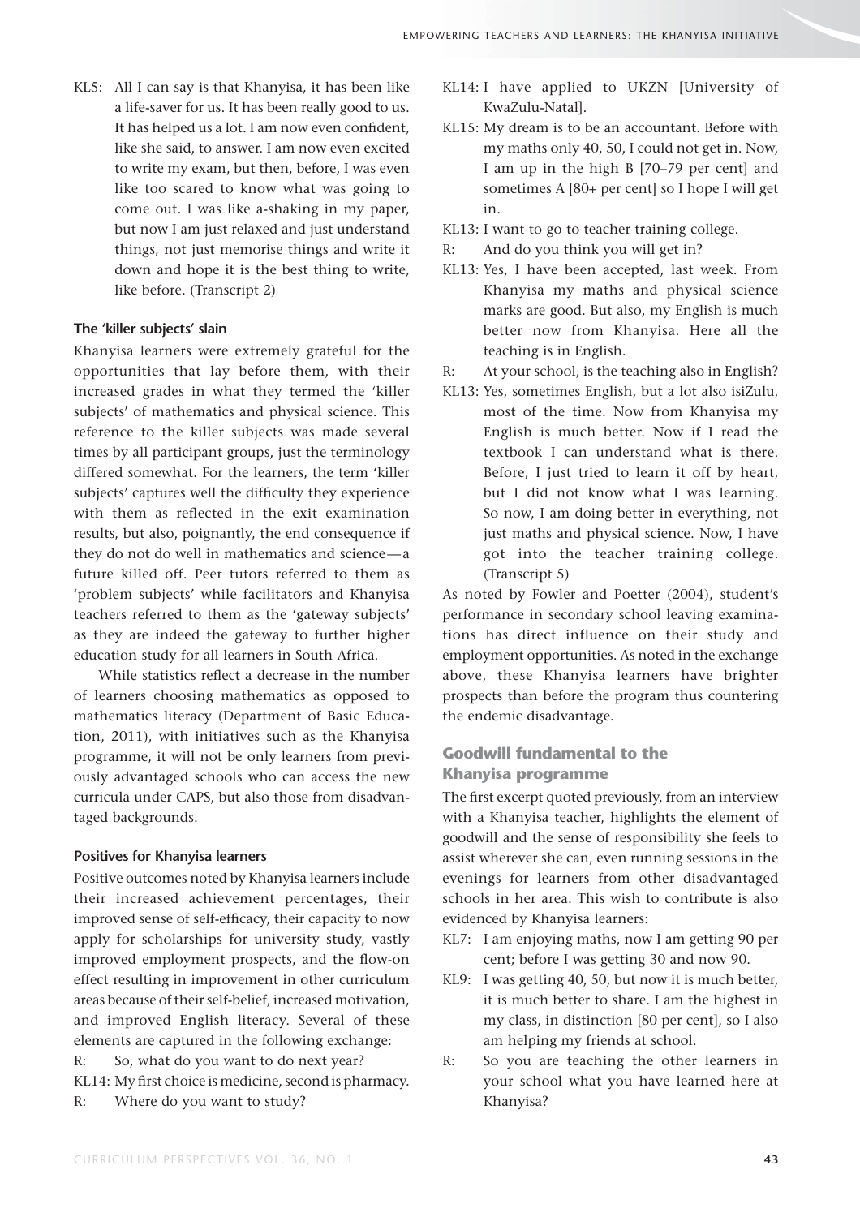KL5: All I can say is that Khanyisa, it has been like a life-saver for us. It has been really good to us. It has helped us a lot. I am now even confident, like she said, to answer. I am now even excited to write my exam, but then, before, I was even like too scared to know what was going to come out. I was like a-shaking in my paper, but now I am just relaxed and just understand things, not just memorise things and write it down and hope it is the best thing to write, like before. (Transcript 2)

#### The 'killer subjects' slain

Khanyisa learners were extremely grateful for the opportunities that lay before them, with their increased grades in what they termed the 'killer subjects' of mathematics and physical science. This reference to the killer subjects was made several times by all participant groups, just the terminology differed somewhat. For the learners, the term 'killer subjects' captures well the difficulty they experience with them as reflected in the exit examination results, but also, poignantly, the end consequence if they do not do well in mathematics and science—a future killed off. Peer tutors referred to them as 'problem subjects' while facilitators and Khanyisa teachers referred to them as the 'gateway subjects' as they are indeed the gateway to further higher education study for all learners in South Africa.

While statistics reflect a decrease in the number of learners choosing mathematics as opposed to mathematics literacy (Department of Basic Education, 2011), with initiatives such as the Khanyisa programme, it will not be only learners from previously advantaged schools who can access the new curricula under CAPS, but also those from disadvantaged backgrounds.

#### Positives for Khanyisa learners

Positive outcomes noted by Khanyisa learners include their increased achievement percentages, their improved sense of self-efficacy, their capacity to now apply for scholarships for university study, vastly improved employment prospects, and the flow-on effect resulting in improvement in other curriculum areas because of their self-belief, increased motivation, and improved English literacy. Several of these elements are captured in the following exchange:

R: So, what do you want to do next year?

KL14: My first choice is medicine, second is pharmacy.

R: Where do you want to study?

KL14: I have applied to UKZN [University of KwaZulu-Natal].

KL15: My dream is to be an accountant. Before with my maths only 40, 50, I could not get in. Now, I am up in the high B [70–79 per cent] and sometimes A [80+ per cent] so I hope I will get in.

KL13: I want to go to teacher training college.

R: And do you think you will get in?

KL13: Yes, I have been accepted, last week. From Khanyisa my maths and physical science marks are good. But also, my English is much better now from Khanyisa. Here all the teaching is in English.

R: At your school, is the teaching also in English?

KL13: Yes, sometimes English, but a lot also isiZulu, most of the time. Now from Khanyisa my English is much better. Now if I read the textbook I can understand what is there. Before, I just tried to learn it off by heart, but I did not know what I was learning. So now, I am doing better in everything, not just maths and physical science. Now, I have got into the teacher training college. (Transcript 5)

As noted by Fowler and Poetter (2004), student's performance in secondary school leaving examinations has direct influence on their study and employment opportunities. As noted in the exchange above, these Khanyisa learners have brighter prospects than before the program thus countering the endemic disadvantage.

### Goodwill fundamental to the Khanyisa programme

The first excerpt quoted previously, from an interview with a Khanyisa teacher, highlights the element of goodwill and the sense of responsibility she feels to assist wherever she can, even running sessions in the evenings for learners from other disadvantaged schools in her area. This wish to contribute is also evidenced by Khanyisa learners:

KL7: I am enjoying maths, now I am getting 90 per cent; before I was getting 30 and now 90.

KL9: I was getting 40, 50, but now it is much better, it is much better to share. I am the highest in my class, in distinction [80 per cent], so I also am helping my friends at school.

R: So you are teaching the other learners in your school what you have learned here at Khanyisa?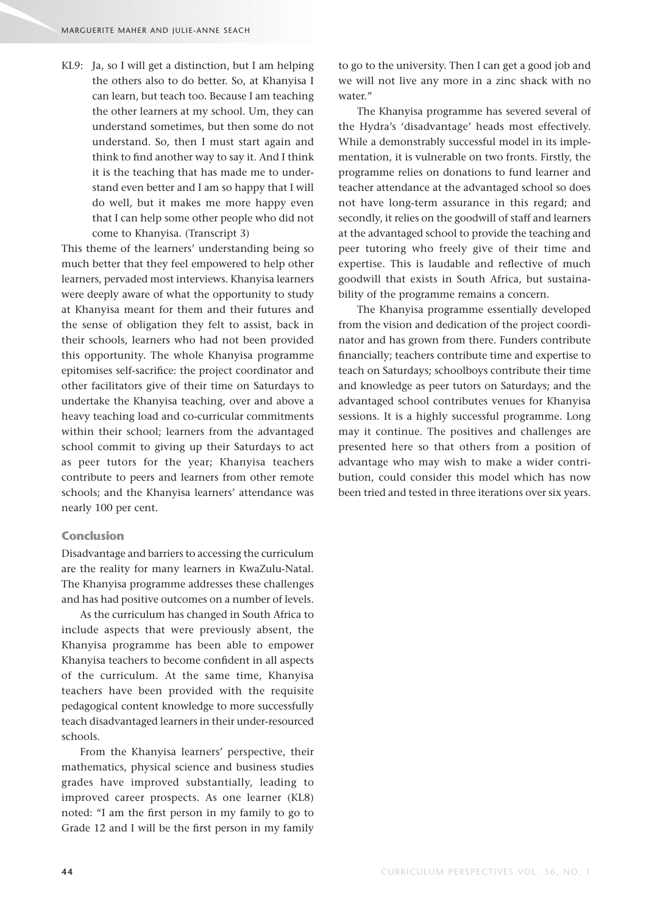KL9: Ja, so I will get a distinction, but I am helping the others also to do better. So, at Khanyisa I can learn, but teach too. Because I am teaching the other learners at my school. Um, they can understand sometimes, but then some do not understand. So, then I must start again and think to find another way to say it. And I think it is the teaching that has made me to understand even better and I am so happy that I will do well, but it makes me more happy even that I can help some other people who did not come to Khanyisa. (Transcript 3)

This theme of the learners' understanding being so much better that they feel empowered to help other learners, pervaded most interviews. Khanyisa learners were deeply aware of what the opportunity to study at Khanyisa meant for them and their futures and the sense of obligation they felt to assist, back in their schools, learners who had not been provided this opportunity. The whole Khanyisa programme epitomises self-sacrifice: the project coordinator and other facilitators give of their time on Saturdays to undertake the Khanyisa teaching, over and above a heavy teaching load and co-curricular commitments within their school; learners from the advantaged school commit to giving up their Saturdays to act as peer tutors for the year; Khanyisa teachers contribute to peers and learners from other remote schools; and the Khanyisa learners' attendance was nearly 100 per cent.

## Conclusion

Disadvantage and barriers to accessing the curriculum are the reality for many learners in KwaZulu-Natal. The Khanyisa programme addresses these challenges and has had positive outcomes on a number of levels.

As the curriculum has changed in South Africa to include aspects that were previously absent, the Khanyisa programme has been able to empower Khanyisa teachers to become confident in all aspects of the curriculum. At the same time, Khanyisa teachers have been provided with the requisite pedagogical content knowledge to more successfully teach disadvantaged learners in their under-resourced schools.

From the Khanyisa learners' perspective, their mathematics, physical science and business studies grades have improved substantially, leading to improved career prospects. As one learner (KL8) noted: "I am the first person in my family to go to Grade 12 and I will be the first person in my family to go to the university. Then I can get a good job and we will not live any more in a zinc shack with no water."

The Khanyisa programme has severed several of the Hydra's 'disadvantage' heads most effectively. While a demonstrably successful model in its implementation, it is vulnerable on two fronts. Firstly, the programme relies on donations to fund learner and teacher attendance at the advantaged school so does not have long-term assurance in this regard; and secondly, it relies on the goodwill of staff and learners at the advantaged school to provide the teaching and peer tutoring who freely give of their time and expertise. This is laudable and reflective of much goodwill that exists in South Africa, but sustainability of the programme remains a concern.

The Khanyisa programme essentially developed from the vision and dedication of the project coordinator and has grown from there. Funders contribute financially; teachers contribute time and expertise to teach on Saturdays; schoolboys contribute their time and knowledge as peer tutors on Saturdays; and the advantaged school contributes venues for Khanyisa sessions. It is a highly successful programme. Long may it continue. The positives and challenges are presented here so that others from a position of advantage who may wish to make a wider contribution, could consider this model which has now been tried and tested in three iterations over six years.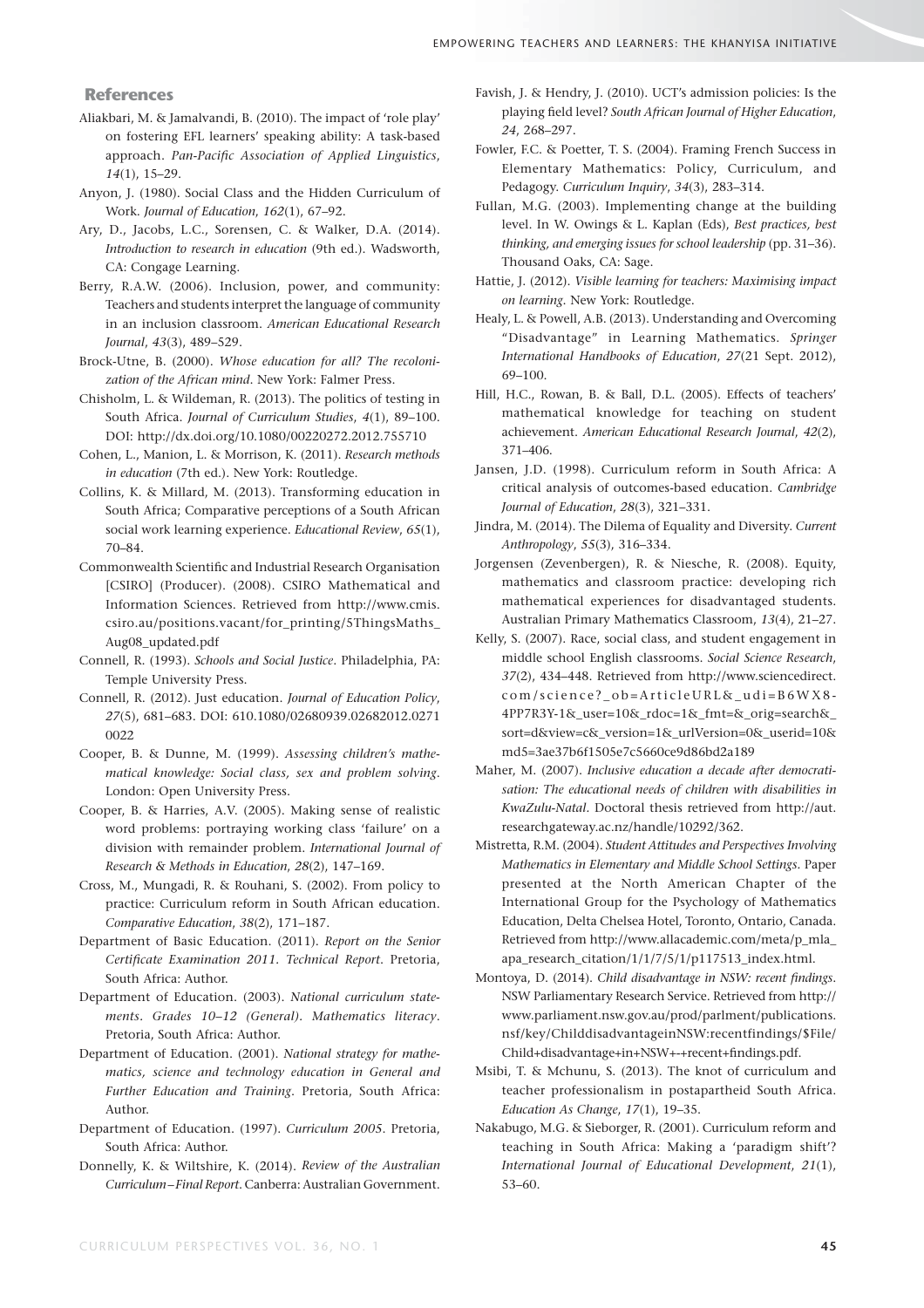## References

Aliakbari, M. & Jamalvandi, B. (2010). The impact of 'role play' on fostering EFL learners' speaking ability: A task-based approach. *Pan-Pacific Association of Applied Linguistics*, *14*(1), 15–29.

Anyon, J. (1980). Social Class and the Hidden Curriculum of Work. *Journal of Education*, *162*(1), 67–92.

Ary, D., Jacobs, L.C., Sorensen, C. & Walker, D.A. (2014). *Introduction to research in education* (9th ed.). Wadsworth, CA: Congage Learning.

Berry, R.A.W. (2006). Inclusion, power, and community: Teachers and students interpret the language of community in an inclusion classroom. *American Educational Research Journal*, *43*(3), 489–529.

Brock-Utne, B. (2000). *Whose education for all? The recolonization of the African mind*. New York: Falmer Press.

Chisholm, L. & Wildeman, R. (2013). The politics of testing in South Africa. *Journal of Curriculum Studies*, *4*(1), 89–100. DOI: http://dx.doi.org/10.1080/00220272.2012.755710

Cohen, L., Manion, L. & Morrison, K. (2011). *Research methods in education* (7th ed.). New York: Routledge.

Collins, K. & Millard, M. (2013). Transforming education in South Africa; Comparative perceptions of a South African social work learning experience. *Educational Review*, *65*(1), 70–84.

Commonwealth Scientific and Industrial Research Organisation [CSIRO] (Producer). (2008). CSIRO Mathematical and Information Sciences. Retrieved from http://www.cmis.csiro.au/positions.vacant/for_printing/5ThingsMaths_Aug08_updated.pdf

Connell, R. (1993). *Schools and Social Justice*. Philadelphia, PA: Temple University Press.

Connell, R. (2012). Just education. *Journal of Education Policy*, *27*(5), 681–683. DOI: 610.1080/02680939.02682012.02710022

Cooper, B. & Dunne, M. (1999). *Assessing children's mathematical knowledge: Social class, sex and problem solving*. London: Open University Press.

Cooper, B. & Harries, A.V. (2005). Making sense of realistic word problems: portraying working class 'failure' on a division with remainder problem. *International Journal of Research & Methods in Education*, *28*(2), 147–169.

Cross, M., Mungadi, R. & Rouhani, S. (2002). From policy to practice: Curriculum reform in South African education. *Comparative Education*, *38*(2), 171–187.

Department of Basic Education. (2011). *Report on the Senior Certificate Examination 2011. Technical Report*. Pretoria, South Africa: Author.

Department of Education. (2003). *National curriculum statements. Grades 10–12 (General). Mathematics literacy*. Pretoria, South Africa: Author.

Department of Education. (2001). *National strategy for mathematics, science and technology education in General and Further Education and Training*. Pretoria, South Africa: Author.

Department of Education. (1997). *Curriculum 2005*. Pretoria, South Africa: Author.

Donnelly, K. & Wiltshire, K. (2014). *Review of the Australian Curriculum–Final Report*. Canberra: Australian Government.

Favish, J. & Hendry, J. (2010). UCT's admission policies: Is the playing field level? *South African Journal of Higher Education*, *24*, 268–297.

Fowler, F.C. & Poetter, T. S. (2004). Framing French Success in Elementary Mathematics: Policy, Curriculum, and Pedagogy. *Curriculum Inquiry*, *34*(3), 283–314.

Fullan, M.G. (2003). Implementing change at the building level. In W. Owings & L. Kaplan (Eds), *Best practices, best thinking, and emerging issues for school leadership* (pp. 31–36). Thousand Oaks, CA: Sage.

Hattie, J. (2012). *Visible learning for teachers: Maximising impact on learning*. New York: Routledge.

Healy, L. & Powell, A.B. (2013). Understanding and Overcoming "Disadvantage" in Learning Mathematics. *Springer International Handbooks of Education*, *27*(21 Sept. 2012), 69–100.

Hill, H.C., Rowan, B. & Ball, D.L. (2005). Effects of teachers' mathematical knowledge for teaching on student achievement. *American Educational Research Journal*, *42*(2), 371–406.

Jansen, J.D. (1998). Curriculum reform in South Africa: A critical analysis of outcomes-based education. *Cambridge Journal of Education*, *28*(3), 321–331.

Jindra, M. (2014). The Dilema of Equality and Diversity. *Current Anthropology*, *55*(3), 316–334.

Jorgensen (Zevenbergen), R. & Niesche, R. (2008). Equity, mathematics and classroom practice: developing rich mathematical experiences for disadvantaged students. Australian Primary Mathematics Classroom, *13*(4), 21–27.

Kelly, S. (2007). Race, social class, and student engagement in middle school English classrooms. *Social Science Research*, *37*(2), 434–448. Retrieved from http://www.sciencedirect.com/science?_ob=ArticleURL&_udi=B6WX8-4PP7R3Y-1&_user=10&_rdoc=1&_fmt=&_orig=search&_sort=d&view=c&_version=1&_urlVersion=0&_userid=10&md5=3ae37b6f1505e7c5660ce9d86bd2a189

Maher, M. (2007). *Inclusive education a decade after democratisation: The educational needs of children with disabilities in KwaZulu-Natal*. Doctoral thesis retrieved from http://aut.researchgateway.ac.nz/handle/10292/362.

Mistretta, R.M. (2004). *Student Attitudes and Perspectives Involving Mathematics in Elementary and Middle School Settings*. Paper presented at the North American Chapter of the International Group for the Psychology of Mathematics Education, Delta Chelsea Hotel, Toronto, Ontario, Canada. Retrieved from http://www.allacademic.com/meta/p_mla_apa_research_citation/1/1/7/5/1/p117513_index.html.

Montoya, D. (2014). *Child disadvantage in NSW: recent findings*. NSW Parliamentary Research Service. Retrieved from http://www.parliament.nsw.gov.au/prod/parlment/publications.nsf/key/ChilddisadvantageinNSW:recentfindings/$File/Child+disadvantage+in+NSW+-+recent+findings.pdf.

Msibi, T. & Mchunu, S. (2013). The knot of curriculum and teacher professionalism in postapartheid South Africa. *Education As Change*, *17*(1), 19–35.

Nakabugo, M.G. & Sieborger, R. (2001). Curriculum reform and teaching in South Africa: Making a 'paradigm shift'? *International Journal of Educational Development*, *21*(1), 53–60.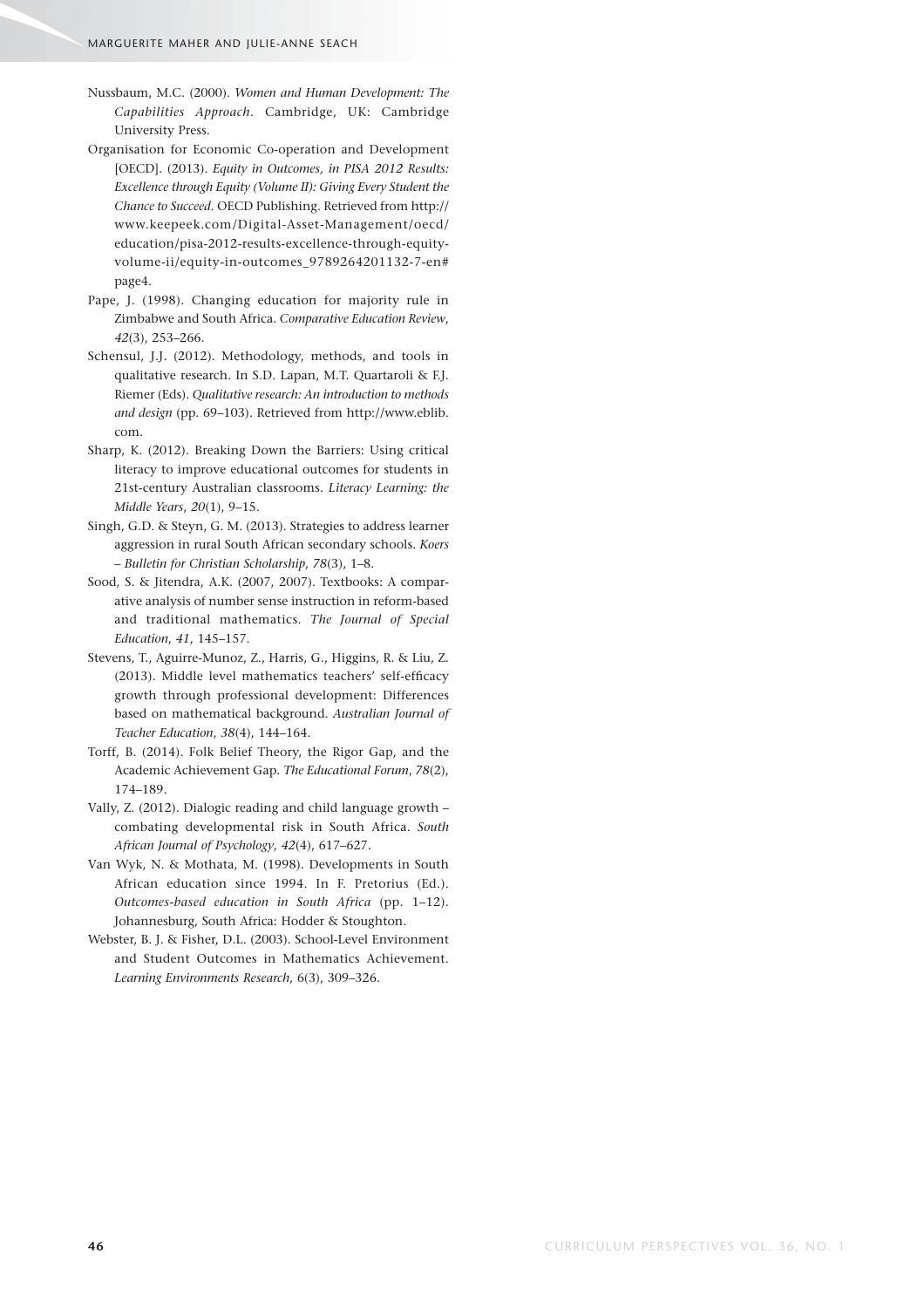Nussbaum, M.C. (2000). *Women and Human Development: The Capabilities Approach*. Cambridge, UK: Cambridge University Press.

Organisation for Economic Co-operation and Development [OECD]. (2013). *Equity in Outcomes, in PISA 2012 Results: Excellence through Equity (Volume II): Giving Every Student the Chance to Succeed*. OECD Publishing. Retrieved from http://www.keepeek.com/Digital-Asset-Management/oecd/education/pisa-2012-results-excellence-through-equity-volume-ii/equity-in-outcomes_9789264201132-7-en#page4.

Pape, J. (1998). Changing education for majority rule in Zimbabwe and South Africa. *Comparative Education Review*, *42*(3), 253–266.

Schensul, J.J. (2012). Methodology, methods, and tools in qualitative research. In S.D. Lapan, M.T. Quartaroli & F.J. Riemer (Eds). *Qualitative research: An introduction to methods and design* (pp. 69–103). Retrieved from http://www.eblib.com.

Sharp, K. (2012). Breaking Down the Barriers: Using critical literacy to improve educational outcomes for students in 21st-century Australian classrooms. *Literacy Learning: the Middle Years*, *20*(1), 9–15.

Singh, G.D. & Steyn, G. M. (2013). Strategies to address learner aggression in rural South African secondary schools. *Koers – Bulletin for Christian Scholarship*, *78*(3), 1–8.

Sood, S. & Jitendra, A.K. (2007, 2007). Textbooks: A comparative analysis of number sense instruction in reform-based and traditional mathematics. *The Journal of Special Education*, *41*, 145–157.

Stevens, T., Aguirre-Munoz, Z., Harris, G., Higgins, R. & Liu, Z. (2013). Middle level mathematics teachers' self-efficacy growth through professional development: Differences based on mathematical background. *Australian Journal of Teacher Education*, *38*(4), 144–164.

Torff, B. (2014). Folk Belief Theory, the Rigor Gap, and the Academic Achievement Gap. *The Educational Forum*, *78*(2), 174–189.

Vally, Z. (2012). Dialogic reading and child language growth – combating developmental risk in South Africa. *South African Journal of Psychology*, *42*(4), 617–627.

Van Wyk, N. & Mothata, M. (1998). Developments in South African education since 1994. In F. Pretorius (Ed.). *Outcomes-based education in South Africa* (pp. 1–12). Johannesburg, South Africa: Hodder & Stoughton.

Webster, B. J. & Fisher, D.L. (2003). School-Level Environment and Student Outcomes in Mathematics Achievement. *Learning Environments Research*, 6(3), 309–326.